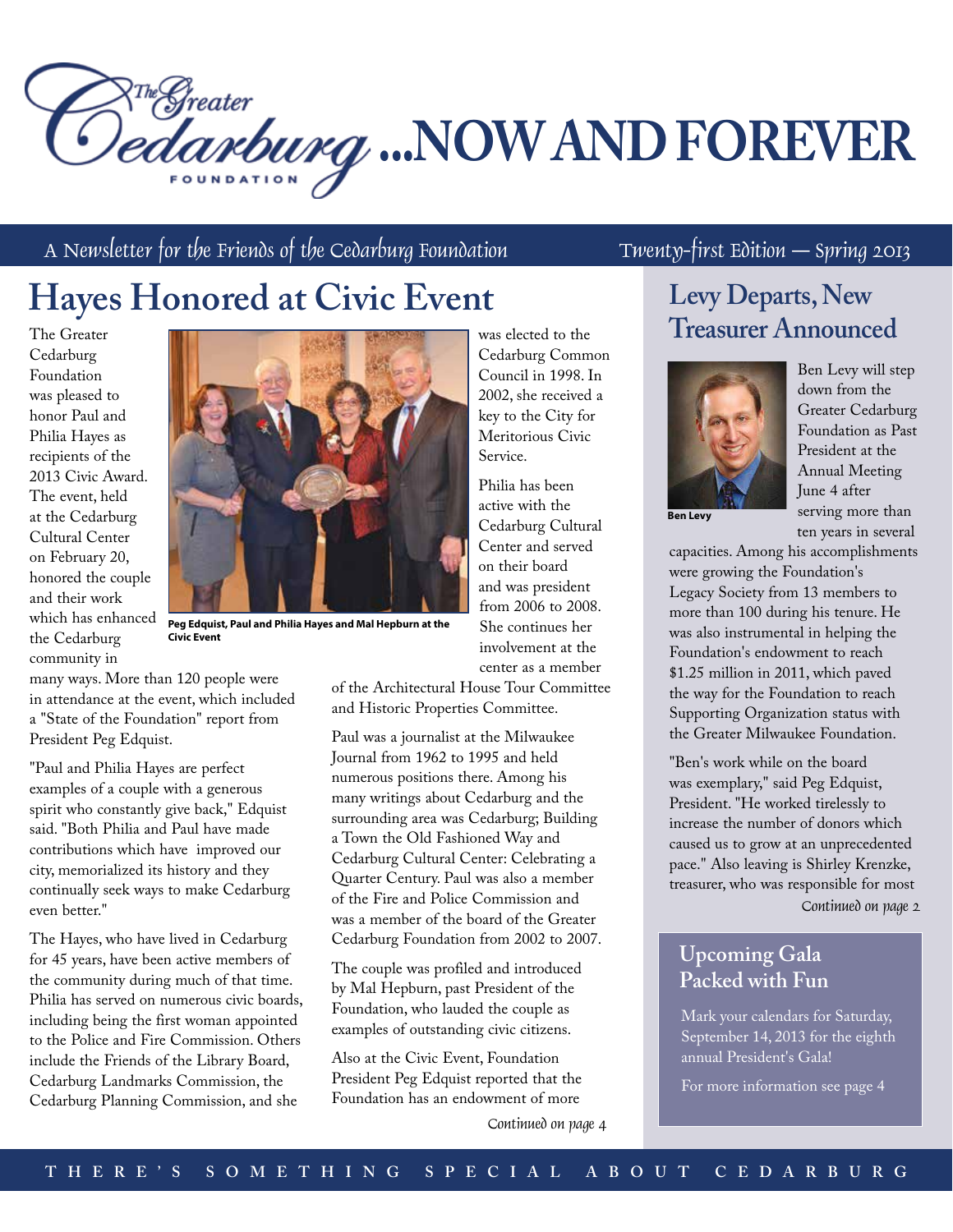# The Greater Cedarburg Foundation ...NOW AND FOREVER

A Newsletter for the Friends of the Cedarburg Foundation — Twenty-first Edition — Spring 2013

## Hayes Honored at Civic Event

The Greater Cedarburg Foundation was pleased to honor Paul and Philia Hayes as recipients of the 2013 Civic Award. The event, held at the Cedarburg Cultural Center on February 20, honored the couple and their work which has enhanced the Cedarburg community in many ways. More than 120 people were in attendance at the event, which included a "State of the Foundation" report from President Peg Edquist.

**Peg Edquist, Paul and Philia Hayes and Mal Hepburn at the Civic Event**

"Paul and Philia Hayes are perfect examples of a couple with a generous spirit who constantly give back," Edquist said. "Both Philia and Paul have made contributions which have improved our city, memorialized its history and they continually seek ways to make Cedarburg even better."

The Hayes, who have lived in Cedarburg for 45 years, have been active members of the community during much of that time. Philia has served on numerous civic boards, including being the first woman appointed to the Police and Fire Commission. Others include the Friends of the Library Board, Cedarburg Landmarks Commission, the Cedarburg Planning Commission, and she was elected to the Cedarburg Common Council in 1998. In 2002, she received a key to the City for Meritorious Civic Service.

Philia has been active with the Cedarburg Cultural Center and served on their board and was president from 2006 to 2008. She continues her involvement at the center as a member of the Architectural House Tour Committee and Historic Properties Committee.

Paul was a journalist at the Milwaukee Journal from 1962 to 1995 and held numerous positions there. Among his many writings about Cedarburg and the surrounding area was Cedarburg; Building a Town the Old Fashioned Way and Cedarburg Cultural Center: Celebrating a Quarter Century. Paul was also a member of the Fire and Police Commission and was a member of the board of the Greater Cedarburg Foundation from 2002 to 2007.

The couple was profiled and introduced by Mal Hepburn, past President of the Foundation, who lauded the couple as examples of outstanding civic citizens.

Also at the Civic Event, Foundation President Peg Edquist reported that the Foundation has an endowment of more

*Continued on page 4*

## Levy Departs, New Treasurer Announced

**Ben Levy**

Ben Levy will step down from the Greater Cedarburg Foundation as Past President at the Annual Meeting June 4 after serving more than ten years in several capacities. Among his accomplishments were growing the Foundation's Legacy Society from 13 members to more than 100 during his tenure. He was also instrumental in helping the Foundation's endowment to reach $1.25 million in 2011, which paved the way for the Foundation to reach Supporting Organization status with the Greater Milwaukee Foundation.

"Ben's work while on the board was exemplary," said Peg Edquist, President. "He worked tirelessly to increase the number of donors which caused us to grow at an unprecedented pace." Also leaving is Shirley Krenzke, treasurer, who was responsible for most

*Continued on page 2*

### Upcoming Gala Packed with Fun

Mark your calendars for Saturday, September 14, 2013 for the eighth annual President's Gala!

For more information see page 4

THERE'S SOMETHING SPECIAL ABOUT CEDARBURG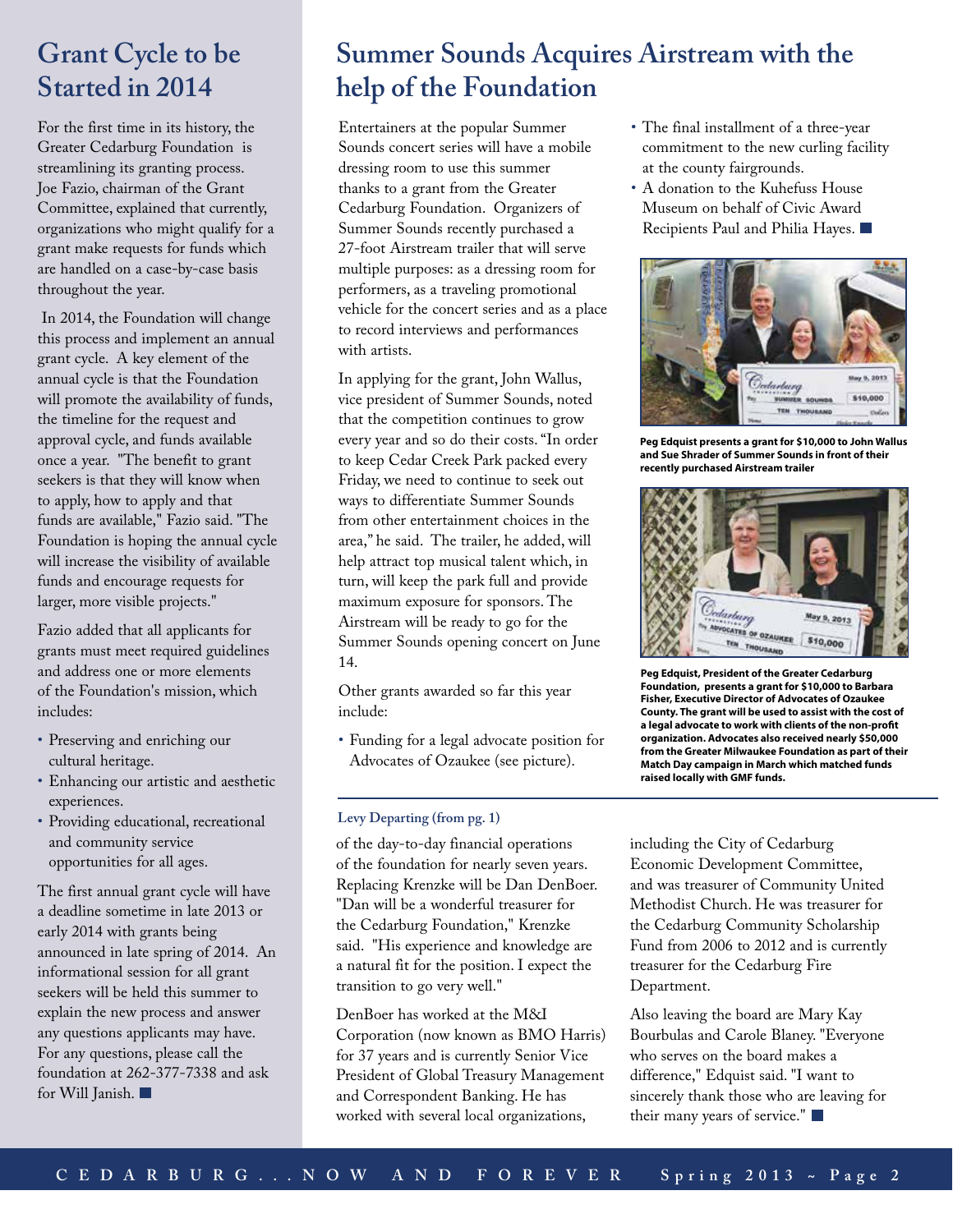## Grant Cycle to be Started in 2014

For the first time in its history, the Greater Cedarburg Foundation is streamlining its granting process. Joe Fazio, chairman of the Grant Committee, explained that currently, organizations who might qualify for a grant make requests for funds which are handled on a case-by-case basis throughout the year.

In 2014, the Foundation will change this process and implement an annual grant cycle. A key element of the annual cycle is that the Foundation will promote the availability of funds, the timeline for the request and approval cycle, and funds available once a year. "The benefit to grant seekers is that they will know when to apply, how to apply and that funds are available," Fazio said. "The Foundation is hoping the annual cycle will increase the visibility of available funds and encourage requests for larger, more visible projects."

Fazio added that all applicants for grants must meet required guidelines and address one or more elements of the Foundation's mission, which includes:

- Preserving and enriching our cultural heritage.
- Enhancing our artistic and aesthetic experiences.
- Providing educational, recreational and community service opportunities for all ages.

The first annual grant cycle will have a deadline sometime in late 2013 or early 2014 with grants being announced in late spring of 2014. An informational session for all grant seekers will be held this summer to explain the new process and answer any questions applicants may have. For any questions, please call the foundation at 262-377-7338 and ask for Will Janish.

## Summer Sounds Acquires Airstream with the help of the Foundation

Entertainers at the popular Summer Sounds concert series will have a mobile dressing room to use this summer thanks to a grant from the Greater Cedarburg Foundation. Organizers of Summer Sounds recently purchased a 27-foot Airstream trailer that will serve multiple purposes: as a dressing room for performers, as a traveling promotional vehicle for the concert series and as a place to record interviews and performances with artists.

In applying for the grant, John Wallus, vice president of Summer Sounds, noted that the competition continues to grow every year and so do their costs. "In order to keep Cedar Creek Park packed every Friday, we need to continue to seek out ways to differentiate Summer Sounds from other entertainment choices in the area," he said. The trailer, he added, will help attract top musical talent which, in turn, will keep the park full and provide maximum exposure for sponsors. The Airstream will be ready to go for the Summer Sounds opening concert on June 14.

Other grants awarded so far this year include:

- Funding for a legal advocate position for Advocates of Ozaukee (see picture).
- The final installment of a three-year commitment to the new curling facility at the county fairgrounds.
- A donation to the Kuhefuss House Museum on behalf of Civic Award Recipients Paul and Philia Hayes.

**Peg Edquist presents a grant for $10,000 to John Wallus and Sue Shrader of Summer Sounds in front of their recently purchased Airstream trailer**

**Peg Edquist, President of the Greater Cedarburg Foundation, presents a grant for $10,000 to Barbara Fisher, Executive Director of Advocates of Ozaukee County. The grant will be used to assist with the cost of a legal advocate to work with clients of the non-profit organization. Advocates also received nearly $50,000 from the Greater Milwaukee Foundation as part of their Match Day campaign in March which matched funds raised locally with GMF funds.**

### Levy Departing (from pg. 1)

of the day-to-day financial operations of the foundation for nearly seven years. Replacing Krenzke will be Dan DenBoer. "Dan will be a wonderful treasurer for the Cedarburg Foundation," Krenzke said. "His experience and knowledge are a natural fit for the position. I expect the transition to go very well."

DenBoer has worked at the M&I Corporation (now known as BMO Harris) for 37 years and is currently Senior Vice President of Global Treasury Management and Correspondent Banking. He has worked with several local organizations, including the City of Cedarburg Economic Development Committee, and was treasurer of Community United Methodist Church. He was treasurer for the Cedarburg Community Scholarship Fund from 2006 to 2012 and is currently treasurer for the Cedarburg Fire Department.

Also leaving the board are Mary Kay Bourbulas and Carole Blaney. "Everyone who serves on the board makes a difference," Edquist said. "I want to sincerely thank those who are leaving for their many years of service."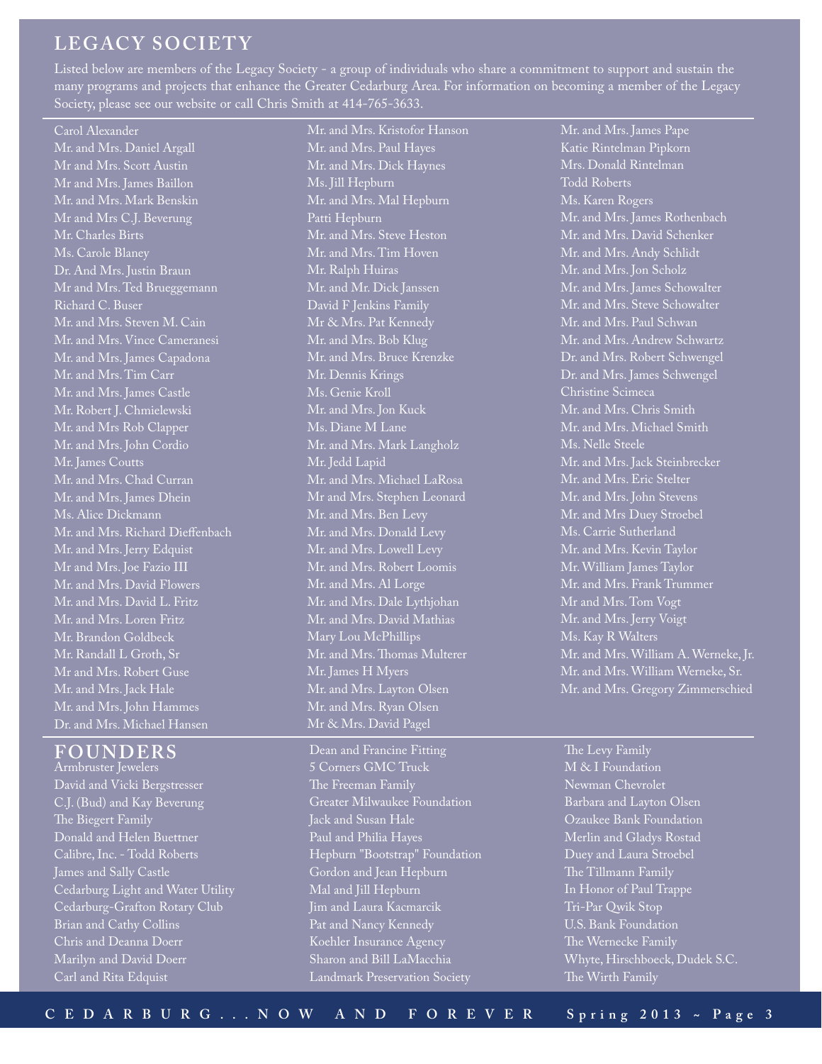## LEGACY SOCIETY

Listed below are members of the Legacy Society - a group of individuals who share a commitment to support and sustain the many programs and projects that enhance the Greater Cedarburg Area. For information on becoming a member of the Legacy Society, please see our website or call Chris Smith at 414-765-3633.

Carol Alexander
Mr. and Mrs. Daniel Argall
Mr and Mrs. Scott Austin
Mr and Mrs. James Baillon
Mr. and Mrs. Mark Benskin
Mr and Mrs C.J. Beverung
Mr. Charles Birts
Ms. Carole Blaney
Dr. And Mrs. Justin Braun
Mr and Mrs. Ted Brueggemann
Richard C. Buser
Mr. and Mrs. Steven M. Cain
Mr. and Mrs. Vince Cameranesi
Mr. and Mrs. James Capadona
Mr. and Mrs. Tim Carr
Mr. and Mrs. James Castle
Mr. Robert J. Chmielewski
Mr. and Mrs Rob Clapper
Mr. and Mrs. John Cordio
Mr. James Coutts
Mr. and Mrs. Chad Curran
Mr. and Mrs. James Dhein
Ms. Alice Dickmann
Mr. and Mrs. Richard Dieffenbach
Mr. and Mrs. Jerry Edquist
Mr and Mrs. Joe Fazio III
Mr. and Mrs. David Flowers
Mr. and Mrs. David L. Fritz
Mr. and Mrs. Loren Fritz
Mr. Brandon Goldbeck
Mr. Randall L Groth, Sr
Mr and Mrs. Robert Guse
Mr. and Mrs. Jack Hale
Mr. and Mrs. John Hammes
Dr. and Mrs. Michael Hansen
Mr. and Mrs. Kristofor Hanson
Mr. and Mrs. Paul Hayes
Mr. and Mrs. Dick Haynes
Ms. Jill Hepburn
Mr. and Mrs. Mal Hepburn
Patti Hepburn
Mr. and Mrs. Steve Heston
Mr. and Mrs. Tim Hoven
Mr. Ralph Huiras
Mr. and Mr. Dick Janssen
David F Jenkins Family
Mr & Mrs. Pat Kennedy
Mr. and Mrs. Bob Klug
Mr. and Mrs. Bruce Krenzke
Mr. Dennis Krings
Ms. Genie Kroll
Mr. and Mrs. Jon Kuck
Ms. Diane M Lane
Mr. and Mrs. Mark Langholz
Mr. Jedd Lapid
Mr. and Mrs. Michael LaRosa
Mr and Mrs. Stephen Leonard
Mr. and Mrs. Ben Levy
Mr. and Mrs. Donald Levy
Mr. and Mrs. Lowell Levy
Mr. and Mrs. Robert Loomis
Mr. and Mrs. Al Lorge
Mr. and Mrs. Dale Lythjohan
Mr. and Mrs. David Mathias
Mary Lou McPhillips
Mr. and Mrs. Thomas Multerer
Mr. James H Myers
Mr. and Mrs. Layton Olsen
Mr. and Mrs. Ryan Olsen
Mr & Mrs. David Pagel
Mr. and Mrs. James Pape
Katie Rintelman Pipkorn
Mrs. Donald Rintelman
Todd Roberts
Ms. Karen Rogers
Mr. and Mrs. James Rothenbach
Mr. and Mrs. David Schenker
Mr. and Mrs. Andy Schlidt
Mr. and Mrs. Jon Scholz
Mr. and Mrs. James Schowalter
Mr. and Mrs. Steve Schowalter
Mr. and Mrs. Paul Schwan
Mr. and Mrs. Andrew Schwartz
Dr. and Mrs. Robert Schwengel
Dr. and Mrs. James Schwengel
Christine Scimeca
Mr. and Mrs. Chris Smith
Mr. and Mrs. Michael Smith
Ms. Nelle Steele
Mr. and Mrs. Jack Steinbrecker
Mr. and Mrs. Eric Stelter
Mr. and Mrs. John Stevens
Mr. and Mrs Duey Stroebel
Ms. Carrie Sutherland
Mr. and Mrs. Kevin Taylor
Mr. William James Taylor
Mr. and Mrs. Frank Trummer
Mr and Mrs. Tom Vogt
Mr. and Mrs. Jerry Voigt
Ms. Kay R Walters
Mr. and Mrs. William A. Werneke, Jr.
Mr. and Mrs. William Werneke, Sr.
Mr. and Mrs. Gregory Zimmerschied

## FOUNDERS

Armbruster Jewelers
David and Vicki Bergstresser
C.J. (Bud) and Kay Beverung
The Biegert Family
Donald and Helen Buettner
Calibre, Inc. - Todd Roberts
James and Sally Castle
Cedarburg Light and Water Utility
Cedarburg-Grafton Rotary Club
Brian and Cathy Collins
Chris and Deanna Doerr
Marilyn and David Doerr
Carl and Rita Edquist
Dean and Francine Fitting
5 Corners GMC Truck
The Freeman Family
Greater Milwaukee Foundation
Jack and Susan Hale
Paul and Philia Hayes
Hepburn "Bootstrap" Foundation
Gordon and Jean Hepburn
Mal and Jill Hepburn
Jim and Laura Kacmarcik
Pat and Nancy Kennedy
Koehler Insurance Agency
Sharon and Bill LaMacchia
Landmark Preservation Society
The Levy Family
M & I Foundation
Newman Chevrolet
Barbara and Layton Olsen
Ozaukee Bank Foundation
Merlin and Gladys Rostad
Duey and Laura Stroebel
The Tillmann Family
In Honor of Paul Trappe
Tri-Par Qwik Stop
U.S. Bank Foundation
The Wernecke Family
Whyte, Hirschboeck, Dudek S.C.
The Wirth Family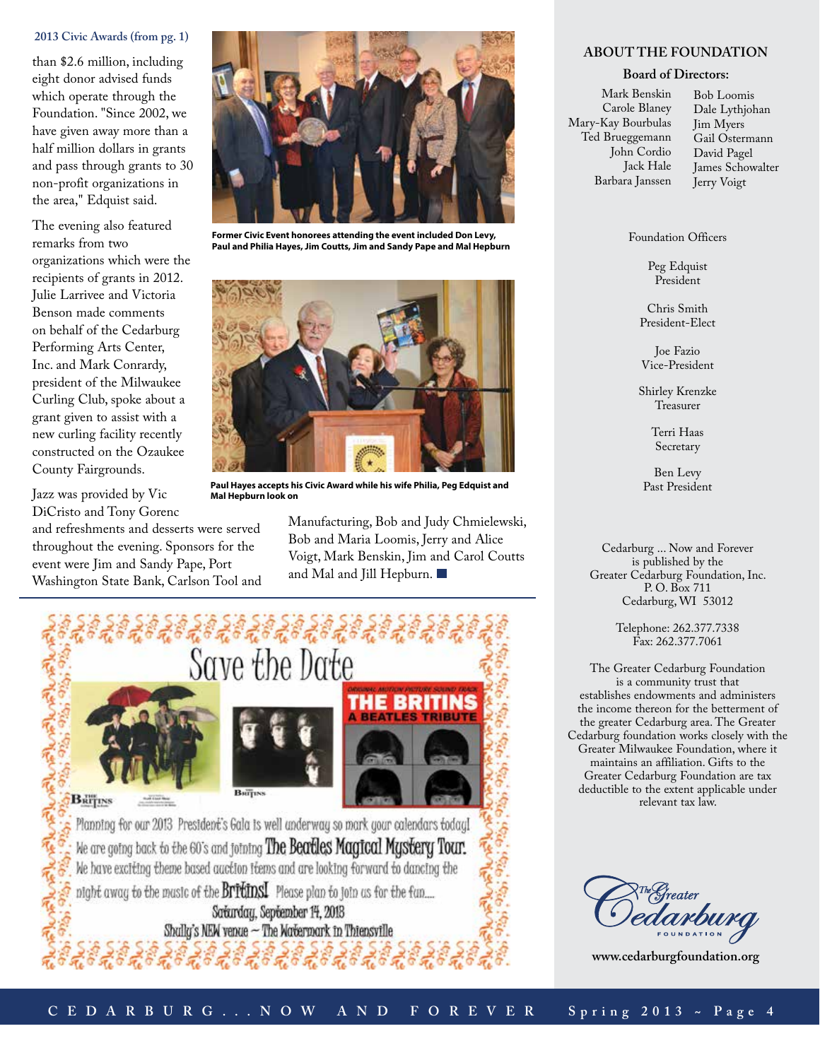**2013 Civic Awards (from pg. 1)**

than $2.6 million, including eight donor advised funds which operate through the Foundation. "Since 2002, we have given away more than a half million dollars in grants and pass through grants to 30 non-profit organizations in the area," Edquist said.

The evening also featured remarks from two organizations which were the recipients of grants in 2012. Julie Larrivee and Victoria Benson made comments on behalf of the Cedarburg Performing Arts Center, Inc. and Mark Conrardy, president of the Milwaukee Curling Club, spoke about a grant given to assist with a new curling facility recently constructed on the Ozaukee County Fairgrounds.

Jazz was provided by Vic DiCristo and Tony Gorenc and refreshments and desserts were served throughout the evening. Sponsors for the event were Jim and Sandy Pape, Port Washington State Bank, Carlson Tool and Manufacturing, Bob and Judy Chmielewski, Bob and Maria Loomis, Jerry and Alice Voigt, Mark Benskin, Jim and Carol Coutts and Mal and Jill Hepburn. ■

**Former Civic Event honorees attending the event included Don Levy, Paul and Philia Hayes, Jim Coutts, Jim and Sandy Pape and Mal Hepburn**

**Paul Hayes accepts his Civic Award while his wife Philia, Peg Edquist and Mal Hepburn look on**

# Save the Date

THE BRITINS
A BEATLES TRIBUTE

Planning for our 2013 President's Gala is well underway so mark your calendars today!
We are going back to the 60's and joining The Beatles Magical Mystery Tour.
We have exciting theme based auction items and are looking forward to dancing the night away to the music of the Britins! Please plan to join us for the fun....

Saturday, September 14, 2013
Shully's NEW venue ~ The Watermark in Thiensville

## ABOUT THE FOUNDATION

### Board of Directors:

Mark Benskin
Carole Blaney
Mary-Kay Bourbulas
Ted Brueggemann
John Cordio
Jack Hale
Barbara Janssen
Bob Loomis
Dale Lythjohan
Jim Myers
Gail Ostermann
David Pagel
James Schowalter
Jerry Voigt

Foundation Officers

Peg Edquist
President

Chris Smith
President-Elect

Joe Fazio
Vice-President

Shirley Krenzke
Treasurer

Terri Haas
Secretary

Ben Levy
Past President

Cedarburg ... Now and Forever
is published by the
Greater Cedarburg Foundation, Inc.
P. O. Box 711
Cedarburg, WI 53012

Telephone: 262.377.7338
Fax: 262.377.7061

The Greater Cedarburg Foundation is a community trust that establishes endowments and administers the income thereon for the betterment of the greater Cedarburg area. The Greater Cedarburg foundation works closely with the Greater Milwaukee Foundation, where it maintains an affiliation. Gifts to the Greater Cedarburg Foundation are tax deductible to the extent applicable under relevant tax law.

The Greater Cedarburg Foundation

www.cedarburgfoundation.org